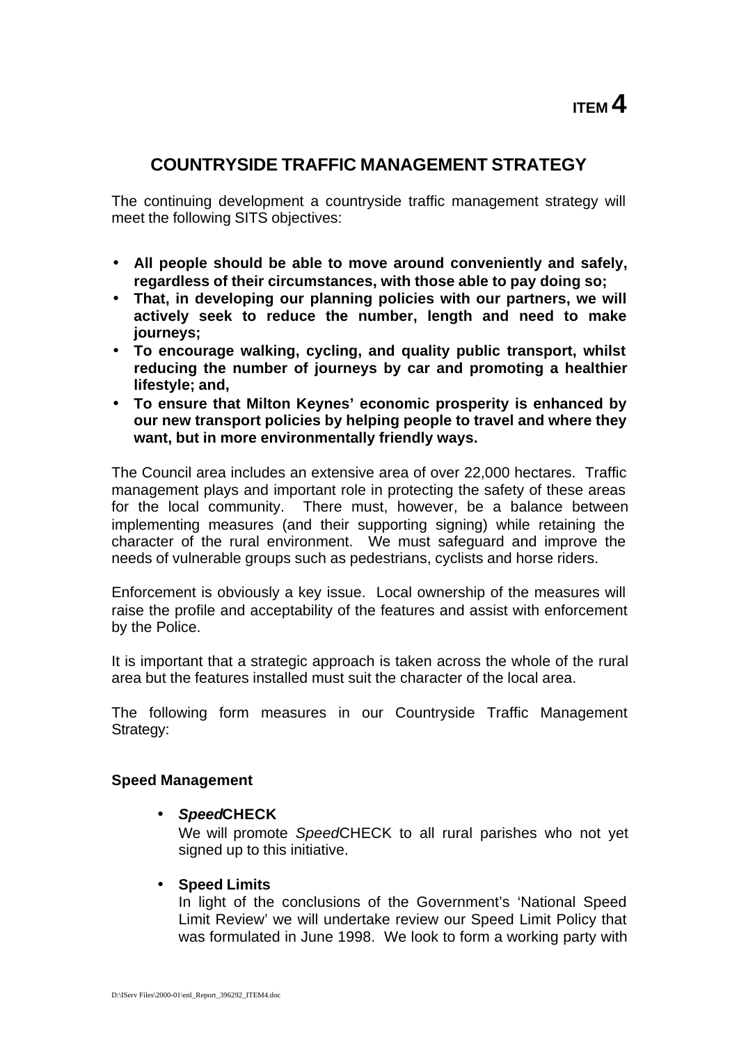**ITEM 4**

## COUNTRYSIDE TRAFFIC MANAGEMENT STRATEGY

The continuing development a countryside traffic management strategy will meet the following SITS objectives:

- **All people should be able to move around conveniently and safely, regardless of their circumstances, with those able to pay doing so;**
- **That, in developing our planning policies with our partners, we will actively seek to reduce the number, length and need to make journeys;**
- **To encourage walking, cycling, and quality public transport, whilst reducing the number of journeys by car and promoting a healthier lifestyle; and,**
- **To ensure that Milton Keynes' economic prosperity is enhanced by our new transport policies by helping people to travel and where they want, but in more environmentally friendly ways.**

The Council area includes an extensive area of over 22,000 hectares. Traffic management plays and important role in protecting the safety of these areas for the local community. There must, however, be a balance between implementing measures (and their supporting signing) while retaining the character of the rural environment. We must safeguard and improve the needs of vulnerable groups such as pedestrians, cyclists and horse riders.

Enforcement is obviously a key issue. Local ownership of the measures will raise the profile and acceptability of the features and assist with enforcement by the Police.

It is important that a strategic approach is taken across the whole of the rural area but the features installed must suit the character of the local area.

The following form measures in our Countryside Traffic Management Strategy:

### Speed Management

- ***Speed*CHECK**
  We will promote *Speed*CHECK to all rural parishes who not yet signed up to this initiative.

- **Speed Limits**
  In light of the conclusions of the Government's 'National Speed Limit Review' we will undertake review our Speed Limit Policy that was formulated in June 1998. We look to form a working party with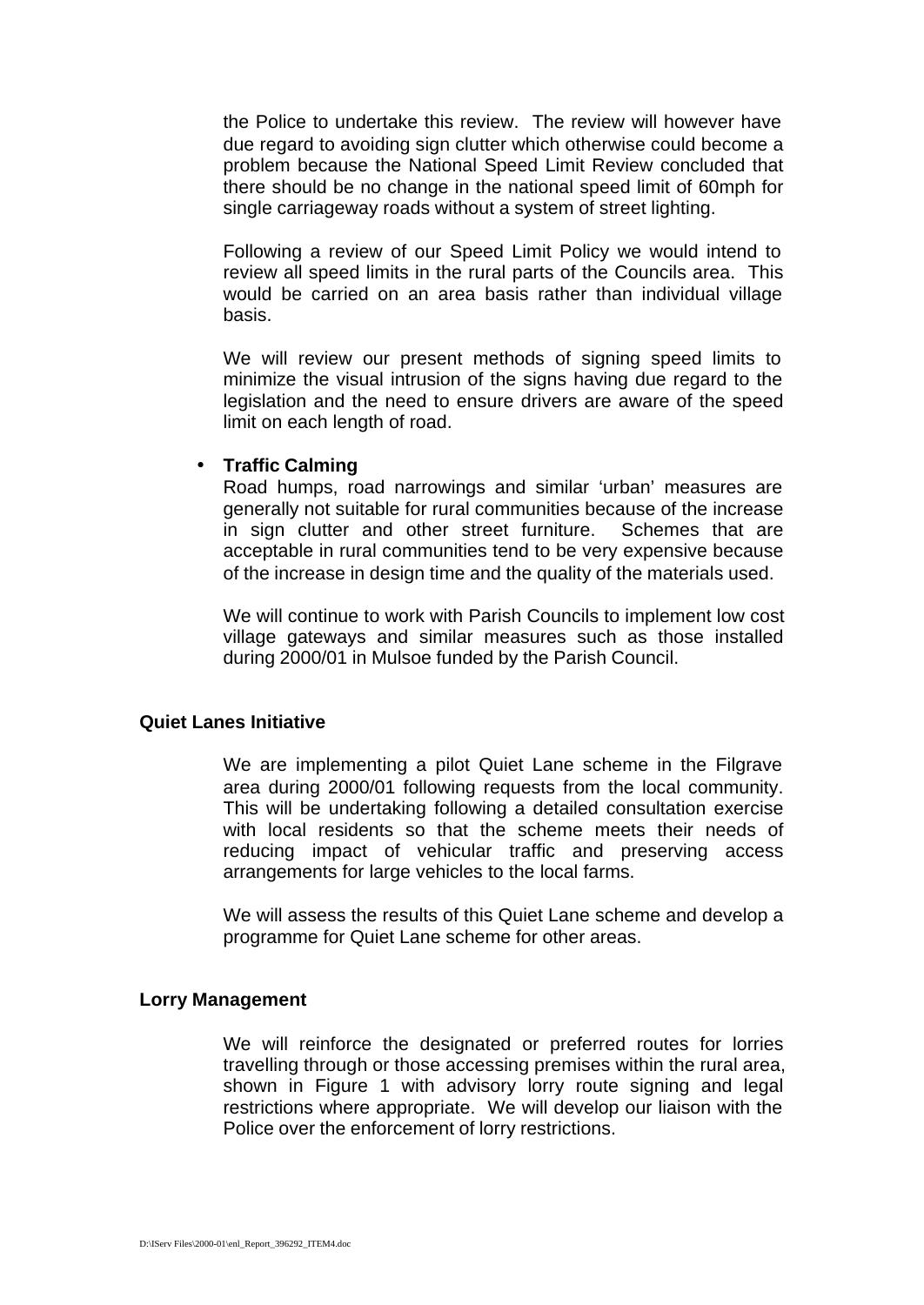the Police to undertake this review. The review will however have due regard to avoiding sign clutter which otherwise could become a problem because the National Speed Limit Review concluded that there should be no change in the national speed limit of 60mph for single carriageway roads without a system of street lighting.

Following a review of our Speed Limit Policy we would intend to review all speed limits in the rural parts of the Councils area. This would be carried on an area basis rather than individual village basis.

We will review our present methods of signing speed limits to minimize the visual intrusion of the signs having due regard to the legislation and the need to ensure drivers are aware of the speed limit on each length of road.

- **Traffic Calming**

  Road humps, road narrowings and similar 'urban' measures are generally not suitable for rural communities because of the increase in sign clutter and other street furniture. Schemes that are acceptable in rural communities tend to be very expensive because of the increase in design time and the quality of the materials used.

  We will continue to work with Parish Councils to implement low cost village gateways and similar measures such as those installed during 2000/01 in Mulsoe funded by the Parish Council.

**Quiet Lanes Initiative**

We are implementing a pilot Quiet Lane scheme in the Filgrave area during 2000/01 following requests from the local community. This will be undertaking following a detailed consultation exercise with local residents so that the scheme meets their needs of reducing impact of vehicular traffic and preserving access arrangements for large vehicles to the local farms.

We will assess the results of this Quiet Lane scheme and develop a programme for Quiet Lane scheme for other areas.

**Lorry Management**

We will reinforce the designated or preferred routes for lorries travelling through or those accessing premises within the rural area, shown in Figure 1 with advisory lorry route signing and legal restrictions where appropriate. We will develop our liaison with the Police over the enforcement of lorry restrictions.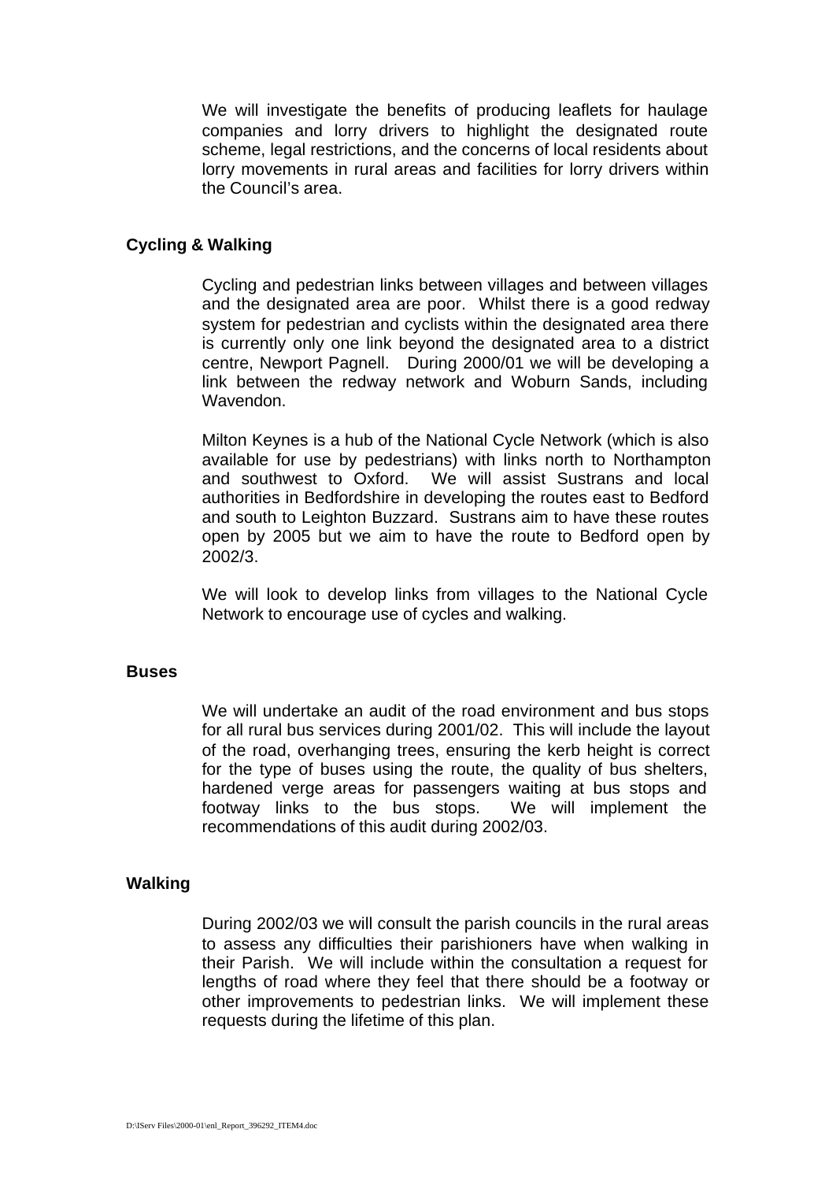We will investigate the benefits of producing leaflets for haulage companies and lorry drivers to highlight the designated route scheme, legal restrictions, and the concerns of local residents about lorry movements in rural areas and facilities for lorry drivers within the Council's area.

**Cycling & Walking**

Cycling and pedestrian links between villages and between villages and the designated area are poor. Whilst there is a good redway system for pedestrian and cyclists within the designated area there is currently only one link beyond the designated area to a district centre, Newport Pagnell. During 2000/01 we will be developing a link between the redway network and Woburn Sands, including Wavendon.

Milton Keynes is a hub of the National Cycle Network (which is also available for use by pedestrians) with links north to Northampton and southwest to Oxford. We will assist Sustrans and local authorities in Bedfordshire in developing the routes east to Bedford and south to Leighton Buzzard. Sustrans aim to have these routes open by 2005 but we aim to have the route to Bedford open by 2002/3.

We will look to develop links from villages to the National Cycle Network to encourage use of cycles and walking.

**Buses**

We will undertake an audit of the road environment and bus stops for all rural bus services during 2001/02. This will include the layout of the road, overhanging trees, ensuring the kerb height is correct for the type of buses using the route, the quality of bus shelters, hardened verge areas for passengers waiting at bus stops and footway links to the bus stops. We will implement the recommendations of this audit during 2002/03.

**Walking**

During 2002/03 we will consult the parish councils in the rural areas to assess any difficulties their parishioners have when walking in their Parish. We will include within the consultation a request for lengths of road where they feel that there should be a footway or other improvements to pedestrian links. We will implement these requests during the lifetime of this plan.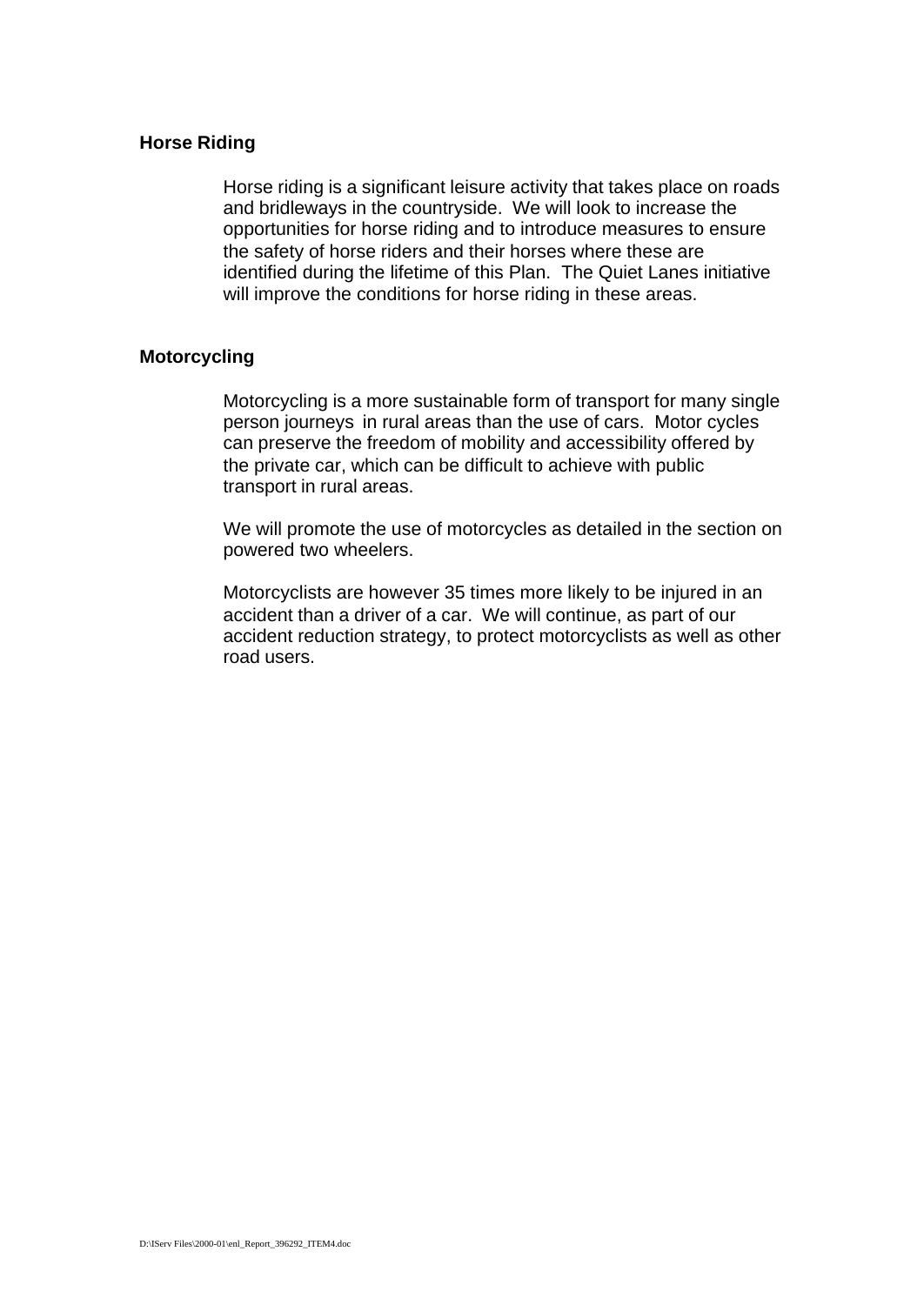### Horse Riding

Horse riding is a significant leisure activity that takes place on roads and bridleways in the countryside. We will look to increase the opportunities for horse riding and to introduce measures to ensure the safety of horse riders and their horses where these are identified during the lifetime of this Plan. The Quiet Lanes initiative will improve the conditions for horse riding in these areas.

### Motorcycling

Motorcycling is a more sustainable form of transport for many single person journeys in rural areas than the use of cars. Motor cycles can preserve the freedom of mobility and accessibility offered by the private car, which can be difficult to achieve with public transport in rural areas.

We will promote the use of motorcycles as detailed in the section on powered two wheelers.

Motorcyclists are however 35 times more likely to be injured in an accident than a driver of a car. We will continue, as part of our accident reduction strategy, to protect motorcyclists as well as other road users.